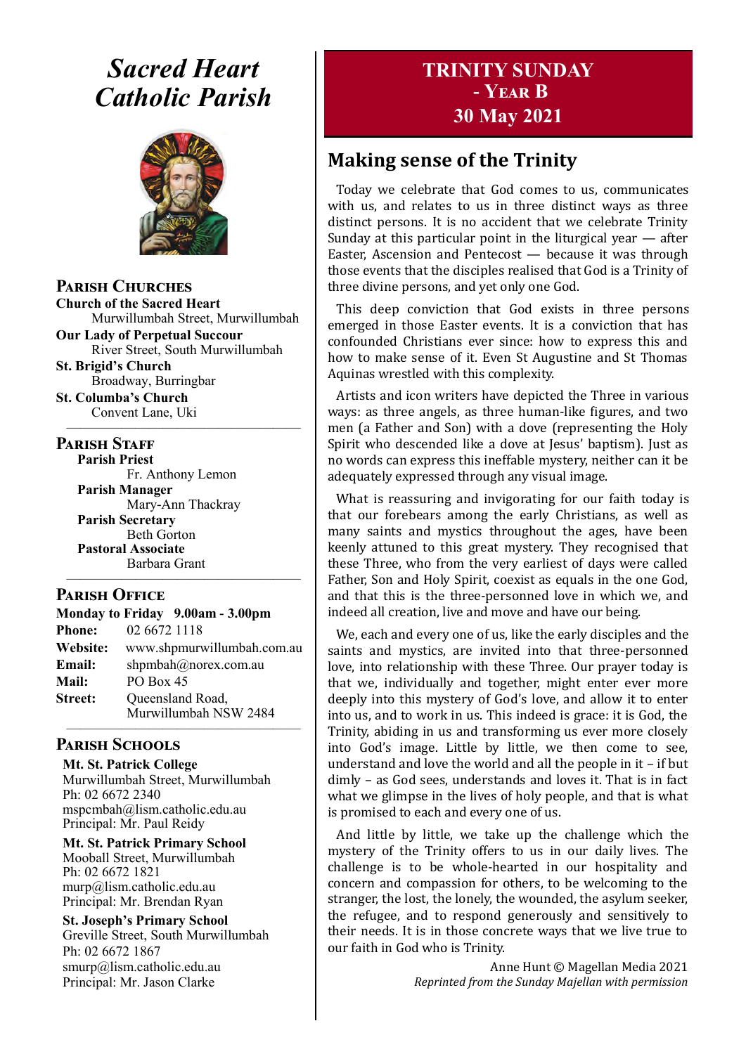# *Sacred Heart Catholic Parish*

## Parish Churches

**Church of the Sacred Heart**
Murwillumbah Street, Murwillumbah

**Our Lady of Perpetual Succour**
River Street, South Murwillumbah

**St. Brigid's Church**
Broadway, Burringbar

**St. Columba's Church**
Convent Lane, Uki

## Parish Staff

**Parish Priest**
Fr. Anthony Lemon

**Parish Manager**
Mary-Ann Thackray

**Parish Secretary**
Beth Gorton

**Pastoral Associate**
Barbara Grant

## Parish Office

**Monday to Friday 9.00am - 3.00pm**

**Phone:** 02 6672 1118
**Website:** www.shpmurwillumbah.com.au
**Email:** shpmbah@norex.com.au
**Mail:** PO Box 45
**Street:** Queensland Road, Murwillumbah NSW 2484

## Parish Schools

**Mt. St. Patrick College**
Murwillumbah Street, Murwillumbah
Ph: 02 6672 2340
mspcmbah@lism.catholic.edu.au
Principal: Mr. Paul Reidy

**Mt. St. Patrick Primary School**
Mooball Street, Murwillumbah
Ph: 02 6672 1821
murp@lism.catholic.edu.au
Principal: Mr. Brendan Ryan

**St. Joseph's Primary School**
Greville Street, South Murwillumbah
Ph: 02 6672 1867
smurp@lism.catholic.edu.au
Principal: Mr. Jason Clarke

# TRINITY SUNDAY - Year B
# 30 May 2021

## Making sense of the Trinity

Today we celebrate that God comes to us, communicates with us, and relates to us in three distinct ways as three distinct persons. It is no accident that we celebrate Trinity Sunday at this particular point in the liturgical year — after Easter, Ascension and Pentecost — because it was through those events that the disciples realised that God is a Trinity of three divine persons, and yet only one God.

This deep conviction that God exists in three persons emerged in those Easter events. It is a conviction that has confounded Christians ever since: how to express this and how to make sense of it. Even St Augustine and St Thomas Aquinas wrestled with this complexity.

Artists and icon writers have depicted the Three in various ways: as three angels, as three human-like figures, and two men (a Father and Son) with a dove (representing the Holy Spirit who descended like a dove at Jesus' baptism). Just as no words can express this ineffable mystery, neither can it be adequately expressed through any visual image.

What is reassuring and invigorating for our faith today is that our forebears among the early Christians, as well as many saints and mystics throughout the ages, have been keenly attuned to this great mystery. They recognised that these Three, who from the very earliest of days were called Father, Son and Holy Spirit, coexist as equals in the one God, and that this is the three-personned love in which we, and indeed all creation, live and move and have our being.

We, each and every one of us, like the early disciples and the saints and mystics, are invited into that three-personned love, into relationship with these Three. Our prayer today is that we, individually and together, might enter ever more deeply into this mystery of God's love, and allow it to enter into us, and to work in us. This indeed is grace: it is God, the Trinity, abiding in us and transforming us ever more closely into God's image. Little by little, we then come to see, understand and love the world and all the people in it – if but dimly – as God sees, understands and loves it. That is in fact what we glimpse in the lives of holy people, and that is what is promised to each and every one of us.

And little by little, we take up the challenge which the mystery of the Trinity offers to us in our daily lives. The challenge is to be whole-hearted in our hospitality and concern and compassion for others, to be welcoming to the stranger, the lost, the lonely, the wounded, the asylum seeker, the refugee, and to respond generously and sensitively to their needs. It is in those concrete ways that we live true to our faith in God who is Trinity.

Anne Hunt © Magellan Media 2021
*Reprinted from the Sunday Majellan with permission*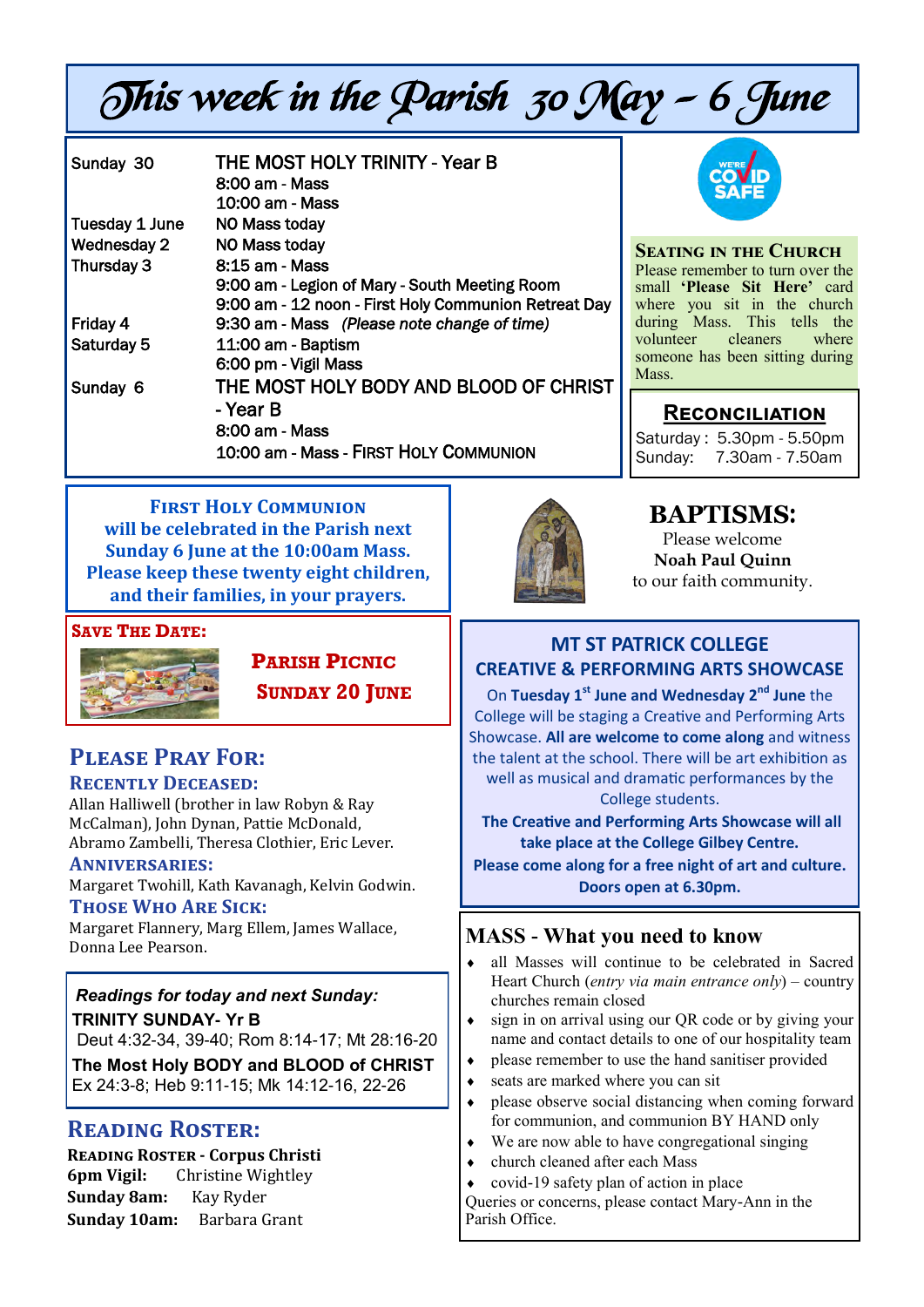# This week in the Parish 30 May – 6 June

| | |
|---|---|
| Sunday 30 | THE MOST HOLY TRINITY - Year B |
| | 8:00 am - Mass |
| | 10:00 am - Mass |
| Tuesday 1 June | NO Mass today |
| Wednesday 2 | NO Mass today |
| Thursday 3 | 8:15 am - Mass |
| | 9:00 am - Legion of Mary - South Meeting Room |
| | 9:00 am - 12 noon - First Holy Communion Retreat Day |
| Friday 4 | 9:30 am - Mass *(Please note change of time)* |
| Saturday 5 | 11:00 am - Baptism |
| | 6:00 pm - Vigil Mass |
| Sunday 6 | THE MOST HOLY BODY AND BLOOD OF CHRIST - Year B |
| | 8:00 am - Mass |
| | 10:00 am - Mass - FIRST HOLY COMMUNION |

WE'RE COVID SAFE

### Seating in the Church

Please remember to turn over the small **'Please Sit Here'** card where you sit in the church during Mass. This tells the volunteer cleaners where someone has been sitting during Mass.

### Reconciliation

Saturday : 5.30pm - 5.50pm
Sunday: 7.30am - 7.50am

**FIRST HOLY COMMUNION will be celebrated in the Parish next Sunday 6 June at the 10:00am Mass. Please keep these twenty eight children, and their families, in your prayers.**

## BAPTISMS:

Please welcome
**Noah Paul Quinn**
to our faith community.

### Save The Date:

**Parish Picnic**
**Sunday 20 June**

### MT ST PATRICK COLLEGE CREATIVE & PERFORMING ARTS SHOWCASE

On **Tuesday 1st June and Wednesday 2nd June** the College will be staging a Creative and Performing Arts Showcase. **All are welcome to come along** and witness the talent at the school. There will be art exhibition as well as musical and dramatic performances by the College students.

**The Creative and Performing Arts Showcase will all take place at the College Gilbey Centre.**

**Please come along for a free night of art and culture. Doors open at 6.30pm.**

## Please Pray For:

### Recently Deceased:

Allan Halliwell (brother in law Robyn & Ray McCalman), John Dynan, Pattie McDonald, Abramo Zambelli, Theresa Clothier, Eric Lever.

### Anniversaries:

Margaret Twohill, Kath Kavanagh, Kelvin Godwin.

### Those Who Are Sick:

Margaret Flannery, Marg Ellem, James Wallace, Donna Lee Pearson.

*Readings for today and next Sunday:*

**TRINITY SUNDAY- Yr B**
Deut 4:32-34, 39-40; Rom 8:14-17; Mt 28:16-20

**The Most Holy BODY and BLOOD of CHRIST**
Ex 24:3-8; Heb 9:11-15; Mk 14:12-16, 22-26

## MASS - What you need to know

- all Masses will continue to be celebrated in Sacred Heart Church (*entry via main entrance only*) – country churches remain closed
- sign in on arrival using our QR code or by giving your name and contact details to one of our hospitality team
- please remember to use the hand sanitiser provided
- seats are marked where you can sit
- please observe social distancing when coming forward for communion, and communion BY HAND only
- We are now able to have congregational singing
- church cleaned after each Mass
- covid-19 safety plan of action in place

Queries or concerns, please contact Mary-Ann in the Parish Office.

## Reading Roster:

**Reading Roster - Corpus Christi**
**6pm Vigil:** Christine Wightley
**Sunday 8am:** Kay Ryder
**Sunday 10am:** Barbara Grant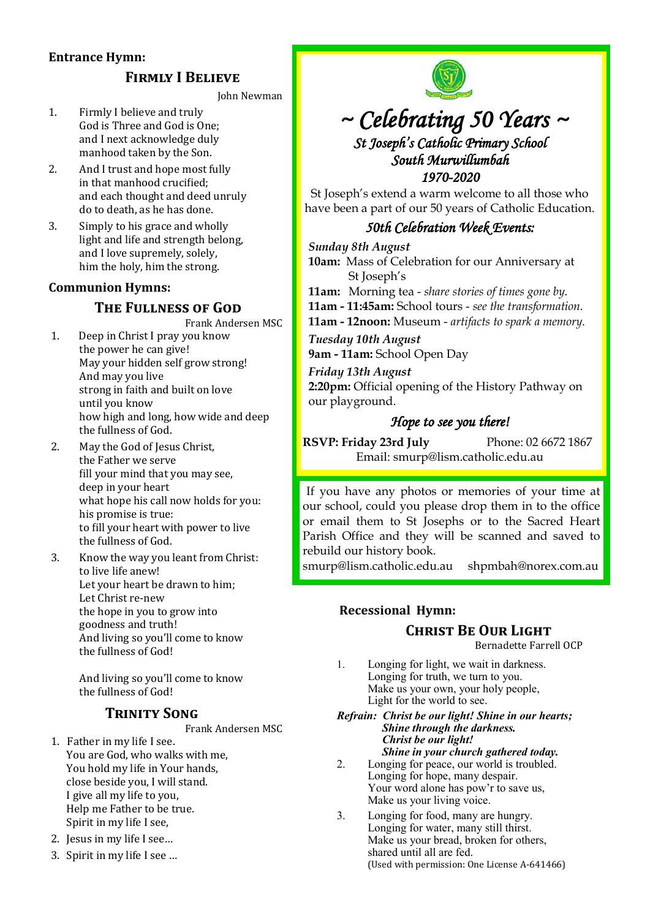**Entrance Hymn:**

## Firmly I Believe

John Newman

1. Firmly I believe and truly
God is Three and God is One;
and I next acknowledge duly
manhood taken by the Son.
2. And I trust and hope most fully
in that manhood crucified;
and each thought and deed unruly
do to death, as he has done.
3. Simply to his grace and wholly
light and life and strength belong,
and I love supremely, solely,
him the holy, him the strong.

**Communion Hymns:**

## The Fullness of God

Frank Andersen MSC

1. Deep in Christ I pray you know
the power he can give!
May your hidden self grow strong!
And may you live
strong in faith and built on love
until you know
how high and long, how wide and deep
the fullness of God.
2. May the God of Jesus Christ,
the Father we serve
fill your mind that you may see,
deep in your heart
what hope his call now holds for you:
his promise is true:
to fill your heart with power to live
the fullness of God.
3. Know the way you leant from Christ:
to live life anew!
Let your heart be drawn to him;
Let Christ re-new
the hope in you to grow into
goodness and truth!
And living so you'll come to know
the fullness of God!

And living so you'll come to know
the fullness of God!

## Trinity Song

Frank Andersen MSC

1. Father in my life I see.
You are God, who walks with me,
You hold my life in Your hands,
close beside you, I will stand.
I give all my life to you,
Help me Father to be true.
Spirit in my life I see,
2. Jesus in my life I see…
3. Spirit in my life I see …

## ~ Celebrating 50 Years ~

### *St Joseph's Catholic Primary School South Murwillumbah 1970-2020*

St Joseph's extend a warm welcome to all those who have been a part of our 50 years of Catholic Education.

### *50th Celebration Week Events:*

*Sunday 8th August*

**10am:** Mass of Celebration for our Anniversary at St Joseph's

**11am:** Morning tea - *share stories of times gone by.*

**11am - 11:45am:** School tours - *see the transformation.*

**11am - 12noon:** Museum - *artifacts to spark a memory.*

*Tuesday 10th August*

**9am - 11am:** School Open Day

*Friday 13th August*

**2:20pm:** Official opening of the History Pathway on our playground.

*Hope to see you there!*

**RSVP: Friday 23rd July** Phone: 02 6672 1867
Email: smurp@lism.catholic.edu.au

If you have any photos or memories of your time at our school, could you please drop them in to the office or email them to St Josephs or to the Sacred Heart Parish Office and they will be scanned and saved to rebuild our history book.
smurp@lism.catholic.edu.au shpmbah@norex.com.au

**Recessional Hymn:**

## Christ Be Our Light

Bernadette Farrell OCP

1. Longing for light, we wait in darkness.
Longing for truth, we turn to you.
Make us your own, your holy people,
Light for the world to see.

***Refrain: Christ be our light! Shine in our hearts;
Shine through the darkness.
Christ be our light!
Shine in your church gathered today.***

2. Longing for peace, our world is troubled.
Longing for hope, many despair.
Your word alone has pow'r to save us,
Make us your living voice.
3. Longing for food, many are hungry.
Longing for water, many still thirst.
Make us your bread, broken for others,
shared until all are fed.

(Used with permission: One License A-641466)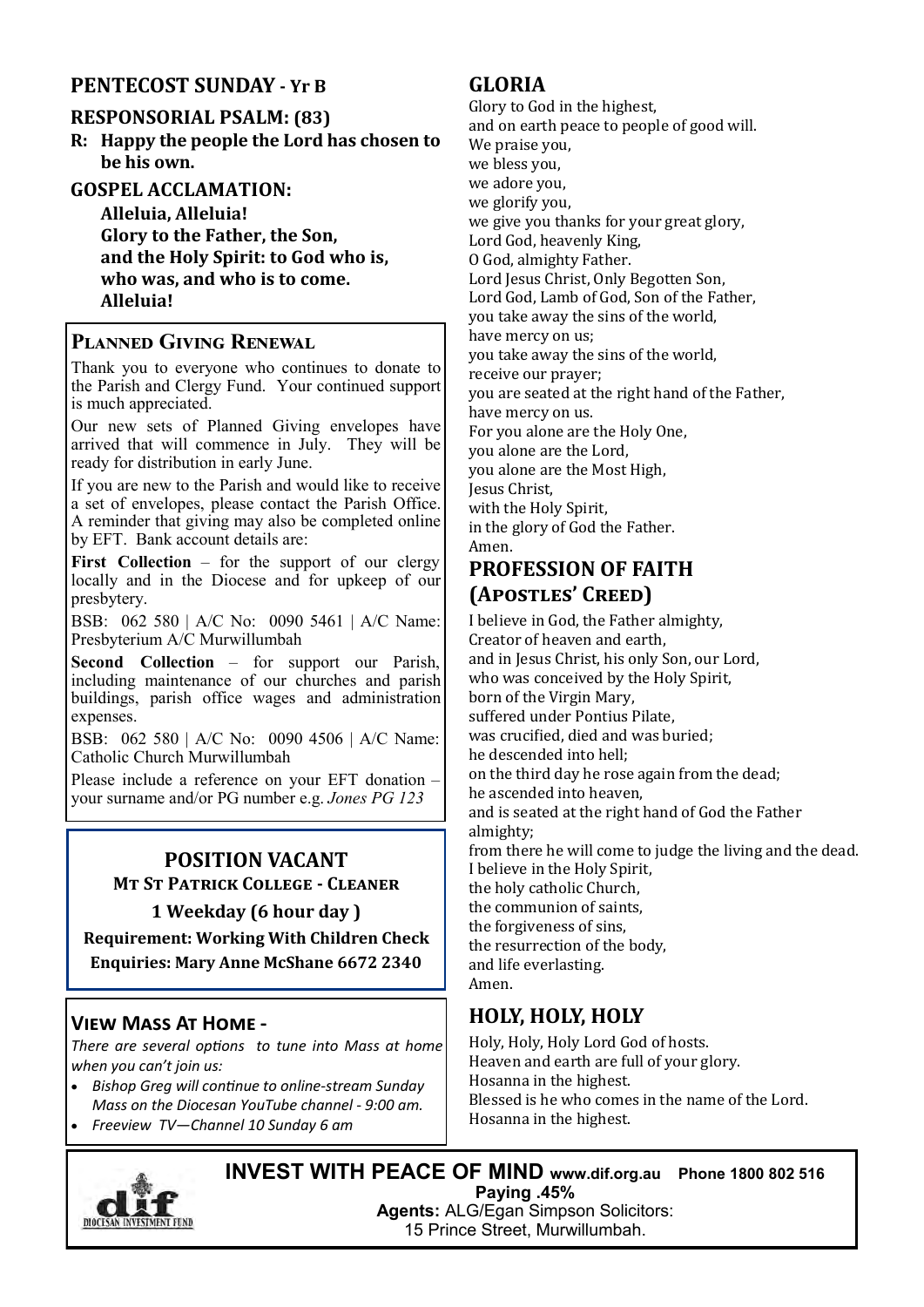## PENTECOST SUNDAY - Yr B

### RESPONSORIAL PSALM: (83)

**R: Happy the people the Lord has chosen to be his own.**

### GOSPEL ACCLAMATION:

**Alleluia, Alleluia!**
**Glory to the Father, the Son,**
**and the Holy Spirit: to God who is,**
**who was, and who is to come.**
**Alleluia!**

### Planned Giving Renewal

Thank you to everyone who continues to donate to the Parish and Clergy Fund. Your continued support is much appreciated.

Our new sets of Planned Giving envelopes have arrived that will commence in July. They will be ready for distribution in early June.

If you are new to the Parish and would like to receive a set of envelopes, please contact the Parish Office. A reminder that giving may also be completed online by EFT. Bank account details are:

**First Collection** – for the support of our clergy locally and in the Diocese and for upkeep of our presbytery.

BSB: 062 580 | A/C No: 0090 5461 | A/C Name: Presbyterium A/C Murwillumbah

**Second Collection** – for support our Parish, including maintenance of our churches and parish buildings, parish office wages and administration expenses.

BSB: 062 580 | A/C No: 0090 4506 | A/C Name: Catholic Church Murwillumbah

Please include a reference on your EFT donation – your surname and/or PG number e.g. *Jones PG 123*

### POSITION VACANT

**Mt St Patrick College - Cleaner**

**1 Weekday (6 hour day )**

**Requirement: Working With Children Check**

**Enquiries: Mary Anne McShane 6672 2340**

### View Mass At Home -

*There are several options to tune into Mass at home when you can't join us:*

- *Bishop Greg will continue to online-stream Sunday Mass on the Diocesan YouTube channel - 9:00 am.*
- *Freeview TV—Channel 10 Sunday 6 am*

## GLORIA

Glory to God in the highest,
and on earth peace to people of good will.
We praise you,
we bless you,
we adore you,
we glorify you,
we give you thanks for your great glory,
Lord God, heavenly King,
O God, almighty Father.
Lord Jesus Christ, Only Begotten Son,
Lord God, Lamb of God, Son of the Father,
you take away the sins of the world,
have mercy on us;
you take away the sins of the world,
receive our prayer;
you are seated at the right hand of the Father,
have mercy on us.
For you alone are the Holy One,
you alone are the Lord,
you alone are the Most High,
Jesus Christ,
with the Holy Spirit,
in the glory of God the Father.
Amen.

## PROFESSION OF FAITH (Apostles' Creed)

I believe in God, the Father almighty,
Creator of heaven and earth,
and in Jesus Christ, his only Son, our Lord,
who was conceived by the Holy Spirit,
born of the Virgin Mary,
suffered under Pontius Pilate,
was crucified, died and was buried;
he descended into hell;
on the third day he rose again from the dead;
he ascended into heaven,
and is seated at the right hand of God the Father almighty;
from there he will come to judge the living and the dead.
I believe in the Holy Spirit,
the holy catholic Church,
the communion of saints,
the forgiveness of sins,
the resurrection of the body,
and life everlasting.
Amen.

## HOLY, HOLY, HOLY

Holy, Holy, Holy Lord God of hosts.
Heaven and earth are full of your glory.
Hosanna in the highest.
Blessed is he who comes in the name of the Lord.
Hosanna in the highest.

**INVEST WITH PEACE OF MIND www.dif.org.au Phone 1800 802 516**

**Paying .45%**

**Agents:** ALG/Egan Simpson Solicitors:
15 Prince Street, Murwillumbah.